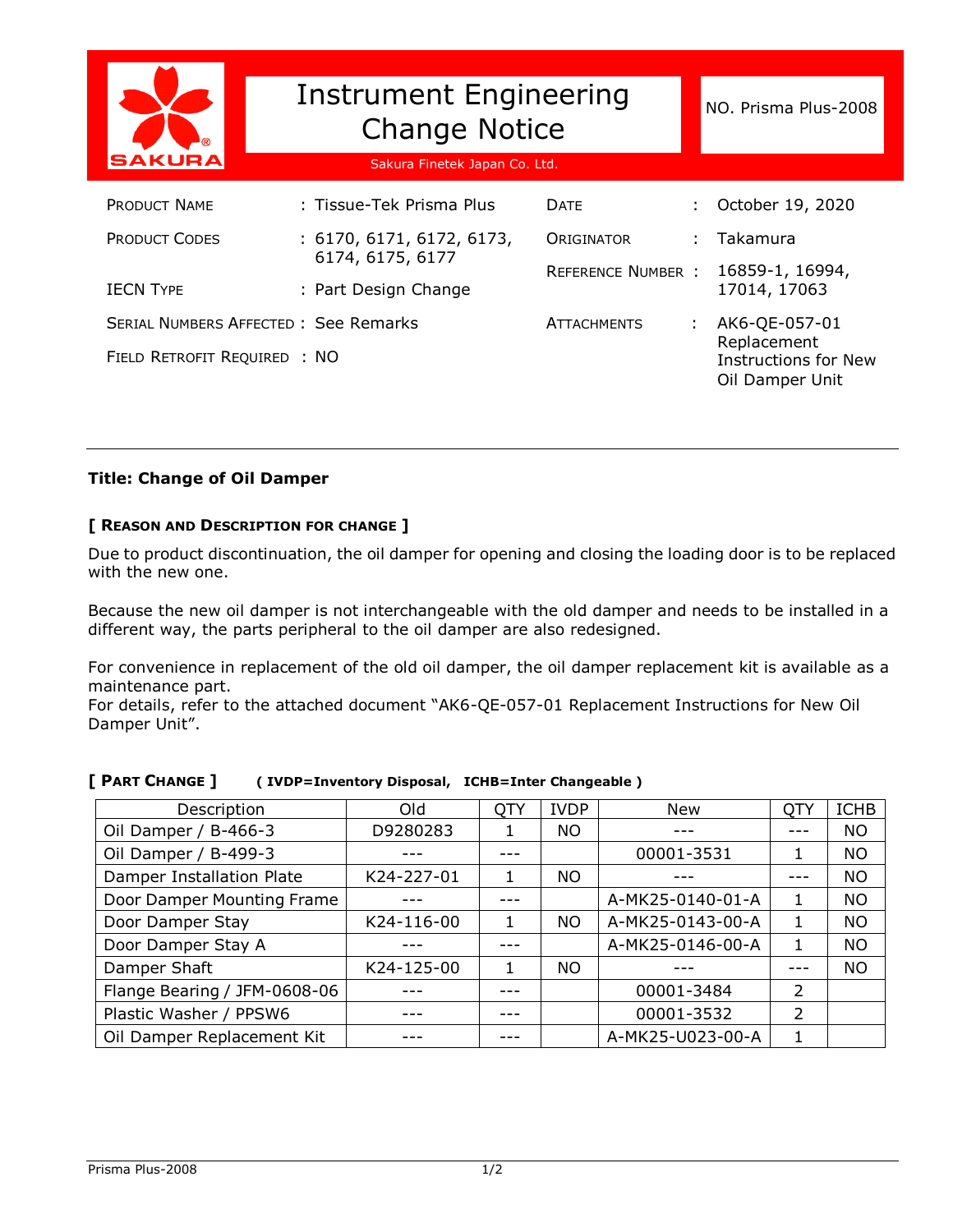SAKURA

# Instrument Engineering Change Notice

Sakura Finetek Japan Co. Ltd.

NO. Prisma Plus-2008

| | | | |
|---|---|---|---|
| PRODUCT NAME | : Tissue-Tek Prisma Plus | DATE | : October 19, 2020 |
| PRODUCT CODES | : 6170, 6171, 6172, 6173, 6174, 6175, 6177 | ORIGINATOR | : Takamura |
| IECN TYPE | : Part Design Change | REFERENCE NUMBER | : 16859-1, 16994, 17014, 17063 |
| SERIAL NUMBERS AFFECTED | : See Remarks | ATTACHMENTS | : AK6-QE-057-01 Replacement Instructions for New Oil Damper Unit |
| FIELD RETROFIT REQUIRED | : NO | | |

---

**Title: Change of Oil Damper**

**[ REASON AND DESCRIPTION FOR CHANGE ]**

Due to product discontinuation, the oil damper for opening and closing the loading door is to be replaced with the new one.

Because the new oil damper is not interchangeable with the old damper and needs to be installed in a different way, the parts peripheral to the oil damper are also redesigned.

For convenience in replacement of the old oil damper, the oil damper replacement kit is available as a maintenance part.
For details, refer to the attached document “AK6-QE-057-01 Replacement Instructions for New Oil Damper Unit”.

**[ PART CHANGE ]** **( IVDP=Inventory Disposal, ICHB=Inter Changeable )**

| Description | Old | QTY | IVDP | New | QTY | ICHB |
|---|---|---|---|---|---|---|
| Oil Damper / B-466-3 | D9280283 | 1 | NO | --- | --- | NO |
| Oil Damper / B-499-3 | --- | --- | | 00001-3531 | 1 | NO |
| Damper Installation Plate | K24-227-01 | 1 | NO | --- | --- | NO |
| Door Damper Mounting Frame | --- | --- | | A-MK25-0140-01-A | 1 | NO |
| Door Damper Stay | K24-116-00 | 1 | NO | A-MK25-0143-00-A | 1 | NO |
| Door Damper Stay A | --- | --- | | A-MK25-0146-00-A | 1 | NO |
| Damper Shaft | K24-125-00 | 1 | NO | --- | --- | NO |
| Flange Bearing / JFM-0608-06 | --- | --- | | 00001-3484 | 2 | |
| Plastic Washer / PPSW6 | --- | --- | | 00001-3532 | 2 | |
| Oil Damper Replacement Kit | --- | --- | | A-MK25-U023-00-A | 1 | |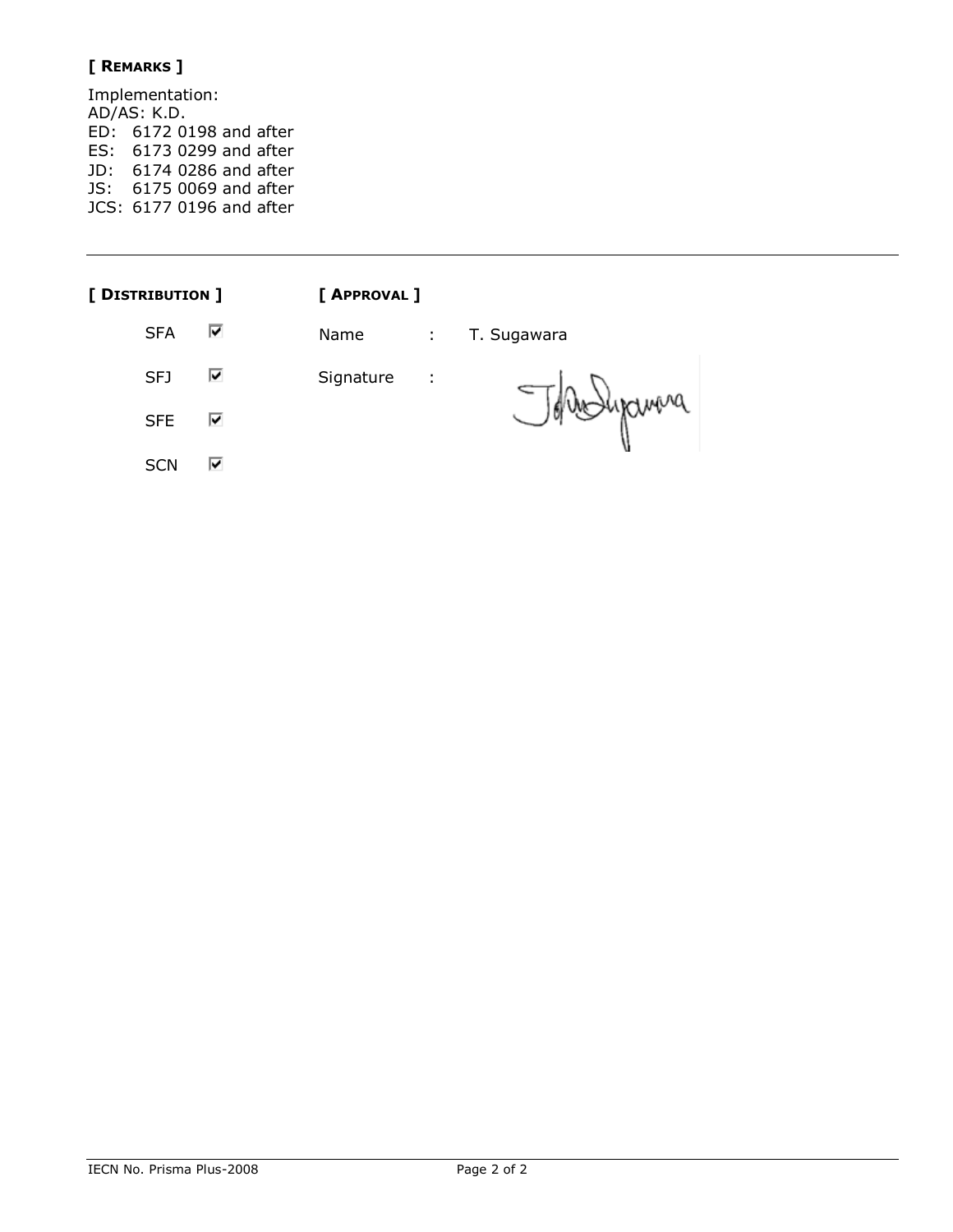## [ REMARKS ]

Implementation:
AD/AS: K.D.
ED: 6172 0198 and after
ES: 6173 0299 and after
JD: 6174 0286 and after
JS: 6175 0069 and after
JCS: 6177 0196 and after

---

## [ DISTRIBUTION ]

- SFA ☑
- SFJ ☑
- SFE ☑
- SCN ☑

## [ APPROVAL ]

Name : T. Sugawara

Signature :